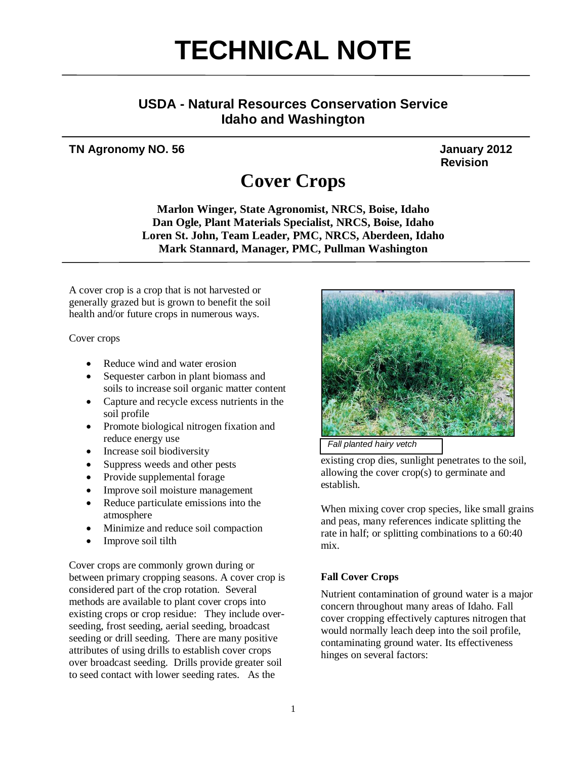# TECHNICAL NOTE

## USDA - Natural Resources Conservation Service
## Idaho and Washington

**TN Agronomy NO. 56** **January 2012 Revision**

# Cover Crops

**Marlon Winger, State Agronomist, NRCS, Boise, Idaho**
**Dan Ogle, Plant Materials Specialist, NRCS, Boise, Idaho**
**Loren St. John, Team Leader, PMC, NRCS, Aberdeen, Idaho**
**Mark Stannard, Manager, PMC, Pullman Washington**

A cover crop is a crop that is not harvested or generally grazed but is grown to benefit the soil health and/or future crops in numerous ways.

Cover crops

- Reduce wind and water erosion
- Sequester carbon in plant biomass and soils to increase soil organic matter content
- Capture and recycle excess nutrients in the soil profile
- Promote biological nitrogen fixation and reduce energy use
- Increase soil biodiversity
- Suppress weeds and other pests
- Provide supplemental forage
- Improve soil moisture management
- Reduce particulate emissions into the atmosphere
- Minimize and reduce soil compaction
- Improve soil tilth

Cover crops are commonly grown during or between primary cropping seasons. A cover crop is considered part of the crop rotation. Several methods are available to plant cover crops into existing crops or crop residue: They include over-seeding, frost seeding, aerial seeding, broadcast seeding or drill seeding. There are many positive attributes of using drills to establish cover crops over broadcast seeding. Drills provide greater soil to seed contact with lower seeding rates. As the existing crop dies, sunlight penetrates to the soil, allowing the cover crop(s) to germinate and establish.

*Fall planted hairy vetch*

When mixing cover crop species, like small grains and peas, many references indicate splitting the rate in half; or splitting combinations to a 60:40 mix.

**Fall Cover Crops**

Nutrient contamination of ground water is a major concern throughout many areas of Idaho. Fall cover cropping effectively captures nitrogen that would normally leach deep into the soil profile, contaminating ground water. Its effectiveness hinges on several factors: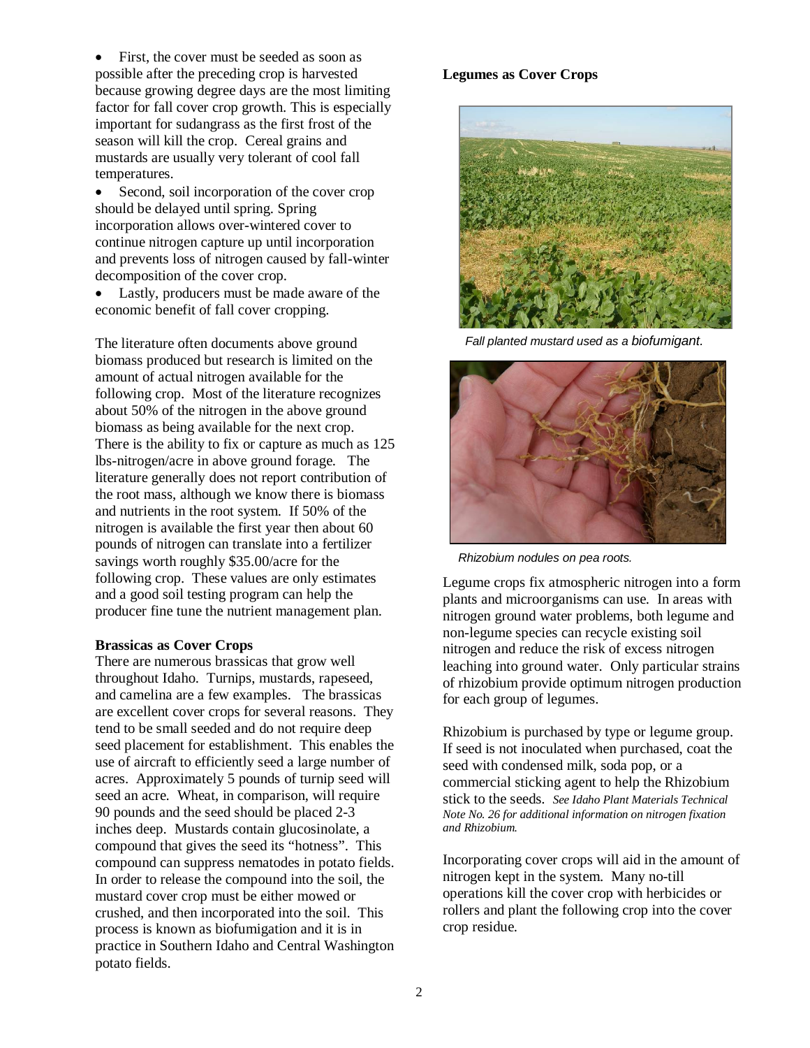- First, the cover must be seeded as soon as possible after the preceding crop is harvested because growing degree days are the most limiting factor for fall cover crop growth. This is especially important for sudangrass as the first frost of the season will kill the crop. Cereal grains and mustards are usually very tolerant of cool fall temperatures.
- Second, soil incorporation of the cover crop should be delayed until spring. Spring incorporation allows over-wintered cover to continue nitrogen capture up until incorporation and prevents loss of nitrogen caused by fall-winter decomposition of the cover crop.
- Lastly, producers must be made aware of the economic benefit of fall cover cropping.

The literature often documents above ground biomass produced but research is limited on the amount of actual nitrogen available for the following crop. Most of the literature recognizes about 50% of the nitrogen in the above ground biomass as being available for the next crop. There is the ability to fix or capture as much as 125 lbs-nitrogen/acre in above ground forage. The literature generally does not report contribution of the root mass, although we know there is biomass and nutrients in the root system. If 50% of the nitrogen is available the first year then about 60 pounds of nitrogen can translate into a fertilizer savings worth roughly $35.00/acre for the following crop. These values are only estimates and a good soil testing program can help the producer fine tune the nutrient management plan.

**Brassicas as Cover Crops**

There are numerous brassicas that grow well throughout Idaho. Turnips, mustards, rapeseed, and camelina are a few examples. The brassicas are excellent cover crops for several reasons. They tend to be small seeded and do not require deep seed placement for establishment. This enables the use of aircraft to efficiently seed a large number of acres. Approximately 5 pounds of turnip seed will seed an acre. Wheat, in comparison, will require 90 pounds and the seed should be placed 2-3 inches deep. Mustards contain glucosinolate, a compound that gives the seed its "hotness". This compound can suppress nematodes in potato fields. In order to release the compound into the soil, the mustard cover crop must be either mowed or crushed, and then incorporated into the soil. This process is known as biofumigation and it is in practice in Southern Idaho and Central Washington potato fields.

**Legumes as Cover Crops**

*Fall planted mustard used as a biofumigant.*

*Rhizobium nodules on pea roots.*

Legume crops fix atmospheric nitrogen into a form plants and microorganisms can use. In areas with nitrogen ground water problems, both legume and non-legume species can recycle existing soil nitrogen and reduce the risk of excess nitrogen leaching into ground water. Only particular strains of rhizobium provide optimum nitrogen production for each group of legumes.

Rhizobium is purchased by type or legume group. If seed is not inoculated when purchased, coat the seed with condensed milk, soda pop, or a commercial sticking agent to help the Rhizobium stick to the seeds. *See Idaho Plant Materials Technical Note No. 26 for additional information on nitrogen fixation and Rhizobium.*

Incorporating cover crops will aid in the amount of nitrogen kept in the system. Many no-till operations kill the cover crop with herbicides or rollers and plant the following crop into the cover crop residue.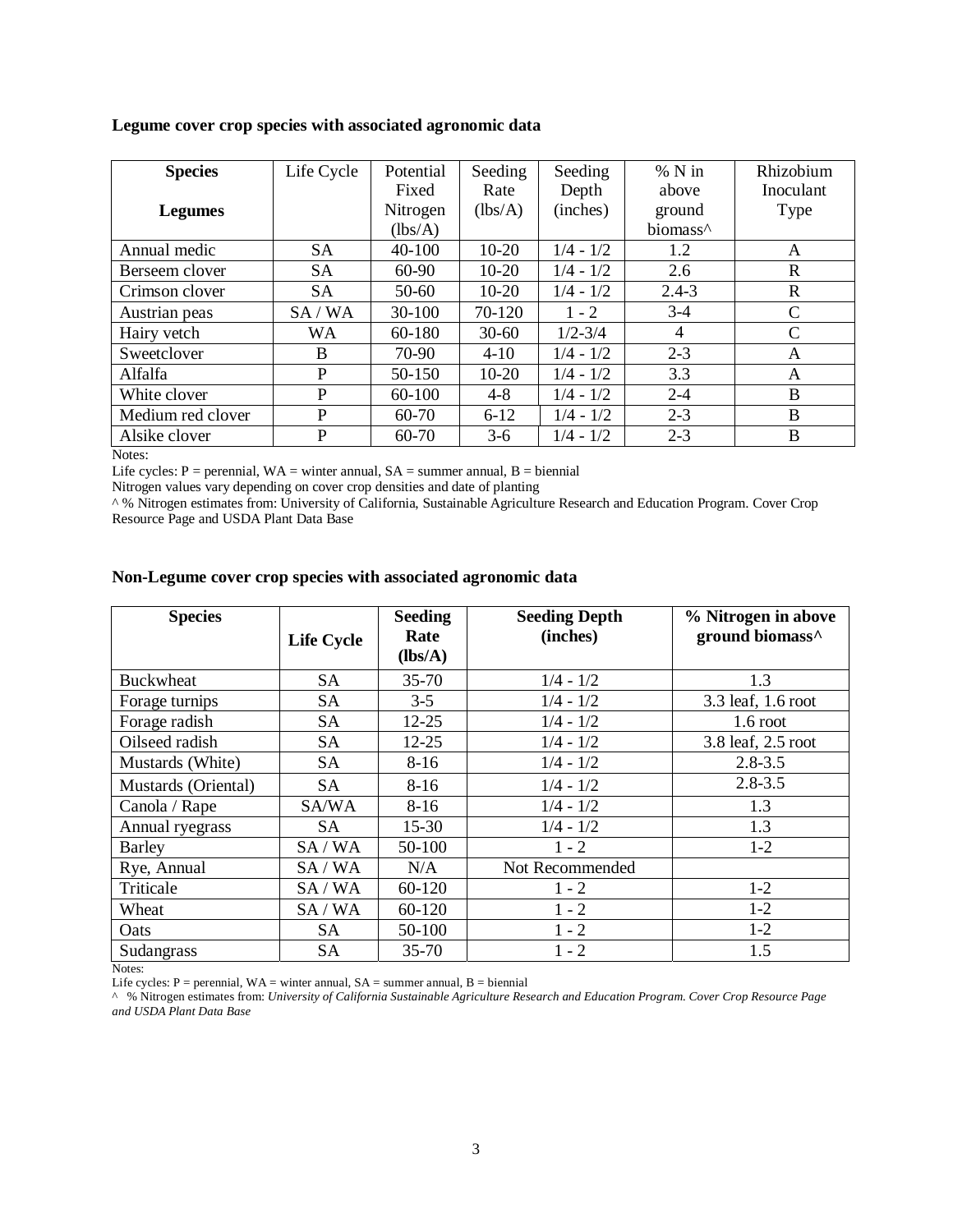**Legume cover crop species with associated agronomic data**

| **Species**<br><br>**Legumes** | Life Cycle | Potential Fixed Nitrogen (lbs/A) | Seeding Rate (lbs/A) | Seeding Depth (inches) | % N in above ground biomass^ | Rhizobium Inoculant Type |
|---|---|---|---|---|---|---|
| Annual medic | SA | 40-100 | 10-20 | 1/4 - 1/2 | 1.2 | A |
| Berseem clover | SA | 60-90 | 10-20 | 1/4 - 1/2 | 2.6 | R |
| Crimson clover | SA | 50-60 | 10-20 | 1/4 - 1/2 | 2.4-3 | R |
| Austrian peas | SA / WA | 30-100 | 70-120 | 1 - 2 | 3-4 | C |
| Hairy vetch | WA | 60-180 | 30-60 | 1/2-3/4 | 4 | C |
| Sweetclover | B | 70-90 | 4-10 | 1/4 - 1/2 | 2-3 | A |
| Alfalfa | P | 50-150 | 10-20 | 1/4 - 1/2 | 3.3 | A |
| White clover | P | 60-100 | 4-8 | 1/4 - 1/2 | 2-4 | B |
| Medium red clover | P | 60-70 | 6-12 | 1/4 - 1/2 | 2-3 | B |
| Alsike clover | P | 60-70 | 3-6 | 1/4 - 1/2 | 2-3 | B |

Notes:

Life cycles: P = perennial, WA = winter annual, SA = summer annual, B = biennial

Nitrogen values vary depending on cover crop densities and date of planting

^ % Nitrogen estimates from: University of California, Sustainable Agriculture Research and Education Program. Cover Crop Resource Page and USDA Plant Data Base

**Non-Legume cover crop species with associated agronomic data**

| **Species** | **Life Cycle** | **Seeding Rate (lbs/A)** | **Seeding Depth (inches)** | **% Nitrogen in above ground biomass^** |
|---|---|---|---|---|
| Buckwheat | SA | 35-70 | 1/4 - 1/2 | 1.3 |
| Forage turnips | SA | 3-5 | 1/4 - 1/2 | 3.3 leaf, 1.6 root |
| Forage radish | SA | 12-25 | 1/4 - 1/2 | 1.6 root |
| Oilseed radish | SA | 12-25 | 1/4 - 1/2 | 3.8 leaf, 2.5 root |
| Mustards (White) | SA | 8-16 | 1/4 - 1/2 | 2.8-3.5 |
| Mustards (Oriental) | SA | 8-16 | 1/4 - 1/2 | 2.8-3.5 |
| Canola / Rape | SA/WA | 8-16 | 1/4 - 1/2 | 1.3 |
| Annual ryegrass | SA | 15-30 | 1/4 - 1/2 | 1.3 |
| Barley | SA / WA | 50-100 | 1 - 2 | 1-2 |
| Rye, Annual | SA / WA | N/A | Not Recommended | |
| Triticale | SA / WA | 60-120 | 1 - 2 | 1-2 |
| Wheat | SA / WA | 60-120 | 1 - 2 | 1-2 |
| Oats | SA | 50-100 | 1 - 2 | 1-2 |
| Sudangrass | SA | 35-70 | 1 - 2 | 1.5 |

Notes:

Life cycles: P = perennial, WA = winter annual, SA = summer annual, B = biennial

^ % Nitrogen estimates from: *University of California Sustainable Agriculture Research and Education Program. Cover Crop Resource Page and USDA Plant Data Base*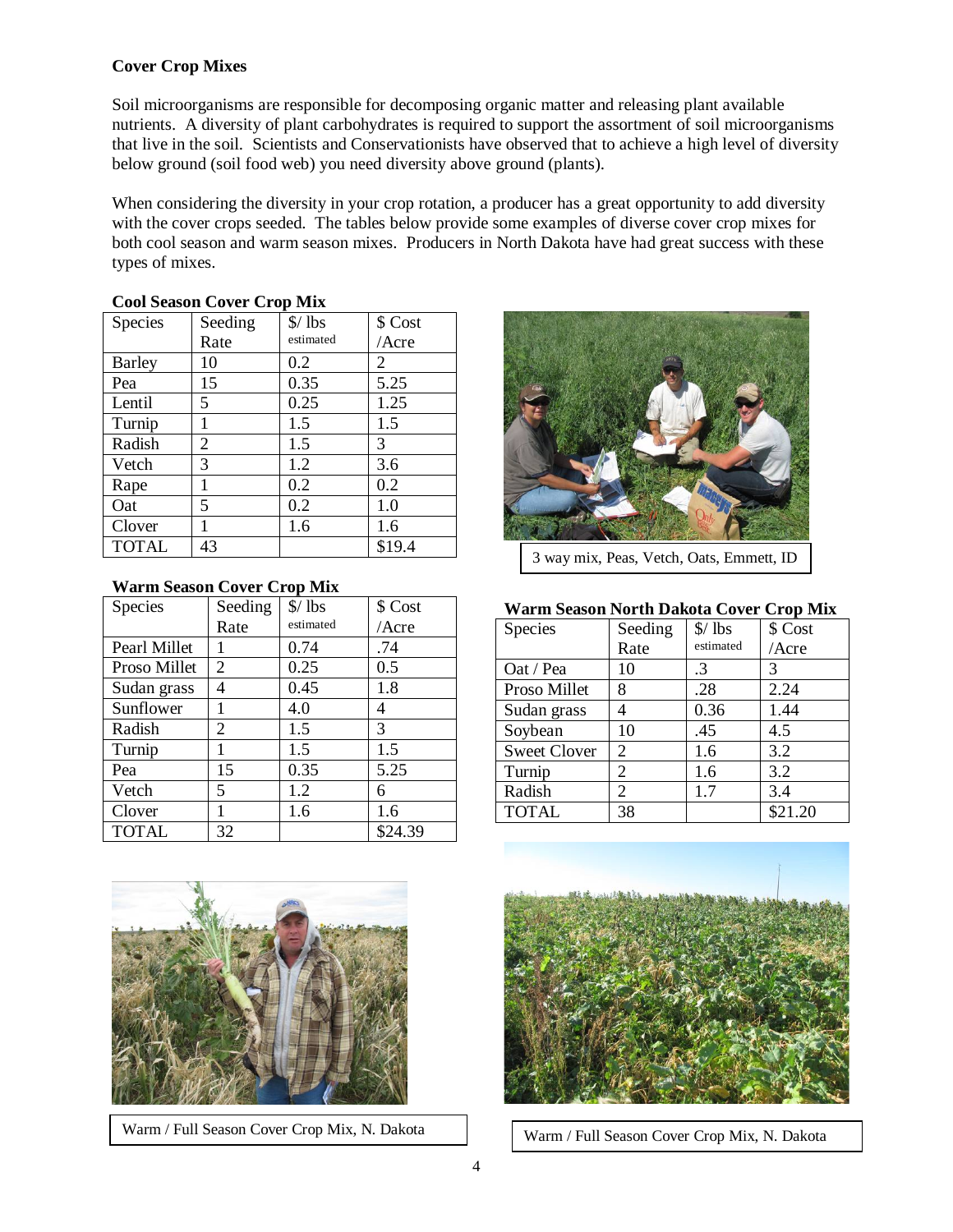**Cover Crop Mixes**

Soil microorganisms are responsible for decomposing organic matter and releasing plant available nutrients. A diversity of plant carbohydrates is required to support the assortment of soil microorganisms that live in the soil. Scientists and Conservationists have observed that to achieve a high level of diversity below ground (soil food web) you need diversity above ground (plants).

When considering the diversity in your crop rotation, a producer has a great opportunity to add diversity with the cover crops seeded. The tables below provide some examples of diverse cover crop mixes for both cool season and warm season mixes. Producers in North Dakota have had great success with these types of mixes.

**Cool Season Cover Crop Mix**

| Species | Seeding Rate | $/ lbs estimated | $ Cost /Acre |
|---|---|---|---|
| Barley | 10 | 0.2 | 2 |
| Pea | 15 | 0.35 | 5.25 |
| Lentil | 5 | 0.25 | 1.25 |
| Turnip | 1 | 1.5 | 1.5 |
| Radish | 2 | 1.5 | 3 |
| Vetch | 3 | 1.2 | 3.6 |
| Rape | 1 | 0.2 | 0.2 |
| Oat | 5 | 0.2 | 1.0 |
| Clover | 1 | 1.6 | 1.6 |
| TOTAL | 43 | | $19.4 |

3 way mix, Peas, Vetch, Oats, Emmett, ID

**Warm Season Cover Crop Mix**

| Species | Seeding Rate | $/ lbs estimated | $ Cost /Acre |
|---|---|---|---|
| Pearl Millet | 1 | 0.74 | .74 |
| Proso Millet | 2 | 0.25 | 0.5 |
| Sudan grass | 4 | 0.45 | 1.8 |
| Sunflower | 1 | 4.0 | 4 |
| Radish | 2 | 1.5 | 3 |
| Turnip | 1 | 1.5 | 1.5 |
| Pea | 15 | 0.35 | 5.25 |
| Vetch | 5 | 1.2 | 6 |
| Clover | 1 | 1.6 | 1.6 |
| TOTAL | 32 | | $24.39 |

**Warm Season North Dakota Cover Crop Mix**

| Species | Seeding Rate | $/ lbs estimated | $ Cost /Acre |
|---|---|---|---|
| Oat / Pea | 10 | .3 | 3 |
| Proso Millet | 8 | .28 | 2.24 |
| Sudan grass | 4 | 0.36 | 1.44 |
| Soybean | 10 | .45 | 4.5 |
| Sweet Clover | 2 | 1.6 | 3.2 |
| Turnip | 2 | 1.6 | 3.2 |
| Radish | 2 | 1.7 | 3.4 |
| TOTAL | 38 | | $21.20 |

Warm / Full Season Cover Crop Mix, N. Dakota

Warm / Full Season Cover Crop Mix, N. Dakota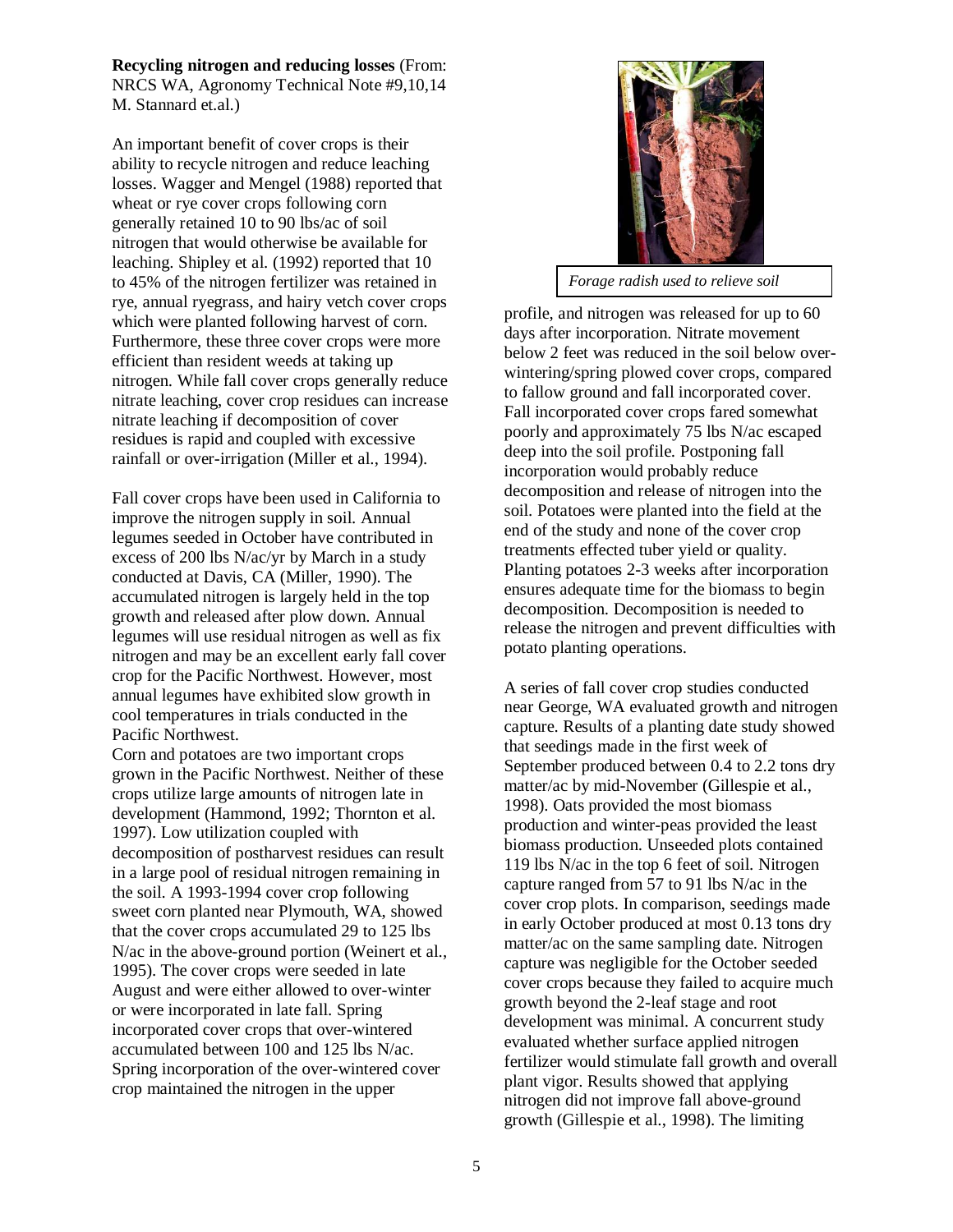**Recycling nitrogen and reducing losses** (From: NRCS WA, Agronomy Technical Note #9,10,14 M. Stannard et.al.)

An important benefit of cover crops is their ability to recycle nitrogen and reduce leaching losses. Wagger and Mengel (1988) reported that wheat or rye cover crops following corn generally retained 10 to 90 lbs/ac of soil nitrogen that would otherwise be available for leaching. Shipley et al. (1992) reported that 10 to 45% of the nitrogen fertilizer was retained in rye, annual ryegrass, and hairy vetch cover crops which were planted following harvest of corn. Furthermore, these three cover crops were more efficient than resident weeds at taking up nitrogen. While fall cover crops generally reduce nitrate leaching, cover crop residues can increase nitrate leaching if decomposition of cover residues is rapid and coupled with excessive rainfall or over-irrigation (Miller et al., 1994).

Fall cover crops have been used in California to improve the nitrogen supply in soil. Annual legumes seeded in October have contributed in excess of 200 lbs N/ac/yr by March in a study conducted at Davis, CA (Miller, 1990). The accumulated nitrogen is largely held in the top growth and released after plow down. Annual legumes will use residual nitrogen as well as fix nitrogen and may be an excellent early fall cover crop for the Pacific Northwest. However, most annual legumes have exhibited slow growth in cool temperatures in trials conducted in the Pacific Northwest.

Corn and potatoes are two important crops grown in the Pacific Northwest. Neither of these crops utilize large amounts of nitrogen late in development (Hammond, 1992; Thornton et al. 1997). Low utilization coupled with decomposition of postharvest residues can result in a large pool of residual nitrogen remaining in the soil. A 1993-1994 cover crop following sweet corn planted near Plymouth, WA, showed that the cover crops accumulated 29 to 125 lbs N/ac in the above-ground portion (Weinert et al., 1995). The cover crops were seeded in late August and were either allowed to over-winter or were incorporated in late fall. Spring incorporated cover crops that over-wintered accumulated between 100 and 125 lbs N/ac. Spring incorporation of the over-wintered cover crop maintained the nitrogen in the upper profile, and nitrogen was released for up to 60 days after incorporation. Nitrate movement below 2 feet was reduced in the soil below over-wintering/spring plowed cover crops, compared to fallow ground and fall incorporated cover. Fall incorporated cover crops fared somewhat poorly and approximately 75 lbs N/ac escaped deep into the soil profile. Postponing fall incorporation would probably reduce decomposition and release of nitrogen into the soil. Potatoes were planted into the field at the end of the study and none of the cover crop treatments effected tuber yield or quality. Planting potatoes 2-3 weeks after incorporation ensures adequate time for the biomass to begin decomposition. Decomposition is needed to release the nitrogen and prevent difficulties with potato planting operations.

*Forage radish used to relieve soil*

A series of fall cover crop studies conducted near George, WA evaluated growth and nitrogen capture. Results of a planting date study showed that seedings made in the first week of September produced between 0.4 to 2.2 tons dry matter/ac by mid-November (Gillespie et al., 1998). Oats provided the most biomass production and winter-peas provided the least biomass production. Unseeded plots contained 119 lbs N/ac in the top 6 feet of soil. Nitrogen capture ranged from 57 to 91 lbs N/ac in the cover crop plots. In comparison, seedings made in early October produced at most 0.13 tons dry matter/ac on the same sampling date. Nitrogen capture was negligible for the October seeded cover crops because they failed to acquire much growth beyond the 2-leaf stage and root development was minimal. A concurrent study evaluated whether surface applied nitrogen fertilizer would stimulate fall growth and overall plant vigor. Results showed that applying nitrogen did not improve fall above-ground growth (Gillespie et al., 1998). The limiting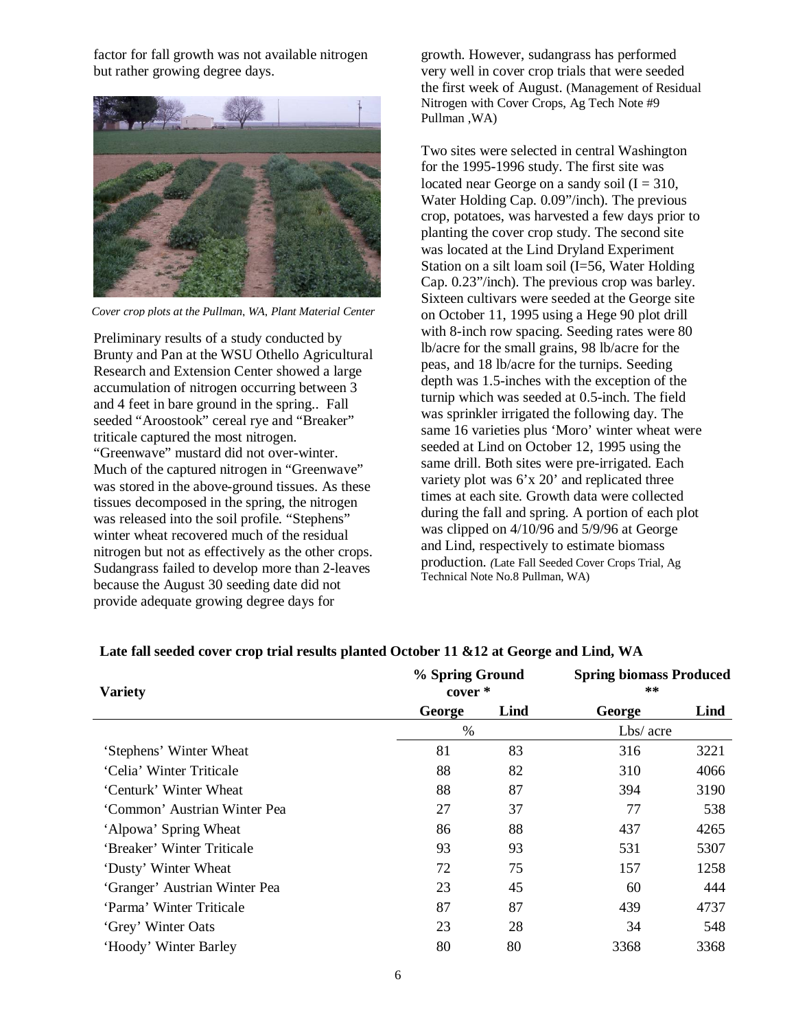factor for fall growth was not available nitrogen but rather growing degree days.

Cover crop plots at the Pullman, WA, Plant Material Center

Preliminary results of a study conducted by Brunty and Pan at the WSU Othello Agricultural Research and Extension Center showed a large accumulation of nitrogen occurring between 3 and 4 feet in bare ground in the spring.. Fall seeded "Aroostook" cereal rye and "Breaker" triticale captured the most nitrogen. "Greenwave" mustard did not over-winter. Much of the captured nitrogen in "Greenwave" was stored in the above-ground tissues. As these tissues decomposed in the spring, the nitrogen was released into the soil profile. "Stephens" winter wheat recovered much of the residual nitrogen but not as effectively as the other crops. Sudangrass failed to develop more than 2-leaves because the August 30 seeding date did not provide adequate growing degree days for growth. However, sudangrass has performed very well in cover crop trials that were seeded the first week of August. (Management of Residual Nitrogen with Cover Crops, Ag Tech Note #9 Pullman ,WA)

Two sites were selected in central Washington for the 1995-1996 study. The first site was located near George on a sandy soil (I = 310, Water Holding Cap. 0.09"/inch). The previous crop, potatoes, was harvested a few days prior to planting the cover crop study. The second site was located at the Lind Dryland Experiment Station on a silt loam soil (I=56, Water Holding Cap. 0.23"/inch). The previous crop was barley. Sixteen cultivars were seeded at the George site on October 11, 1995 using a Hege 90 plot drill with 8-inch row spacing. Seeding rates were 80 lb/acre for the small grains, 98 lb/acre for the peas, and 18 lb/acre for the turnips. Seeding depth was 1.5-inches with the exception of the turnip which was seeded at 0.5-inch. The field was sprinkler irrigated the following day. The same 16 varieties plus 'Moro' winter wheat were seeded at Lind on October 12, 1995 using the same drill. Both sites were pre-irrigated. Each variety plot was 6'x 20' and replicated three times at each site. Growth data were collected during the fall and spring. A portion of each plot was clipped on 4/10/96 and 5/9/96 at George and Lind, respectively to estimate biomass production. (Late Fall Seeded Cover Crops Trial, Ag Technical Note No.8 Pullman, WA)

**Late fall seeded cover crop trial results planted October 11 &12 at George and Lind, WA**

| Variety | % Spring Ground cover * | | Spring biomass Produced ** | |
|---|---|---|---|---|
| | George | Lind | George | Lind |
| | % | | Lbs/ acre | |
| 'Stephens' Winter Wheat | 81 | 83 | 316 | 3221 |
| 'Celia' Winter Triticale | 88 | 82 | 310 | 4066 |
| 'Centurk' Winter Wheat | 88 | 87 | 394 | 3190 |
| 'Common' Austrian Winter Pea | 27 | 37 | 77 | 538 |
| 'Alpowa' Spring Wheat | 86 | 88 | 437 | 4265 |
| 'Breaker' Winter Triticale | 93 | 93 | 531 | 5307 |
| 'Dusty' Winter Wheat | 72 | 75 | 157 | 1258 |
| 'Granger' Austrian Winter Pea | 23 | 45 | 60 | 444 |
| 'Parma' Winter Triticale | 87 | 87 | 439 | 4737 |
| 'Grey' Winter Oats | 23 | 28 | 34 | 548 |
| 'Hoody' Winter Barley | 80 | 80 | 3368 | 3368 |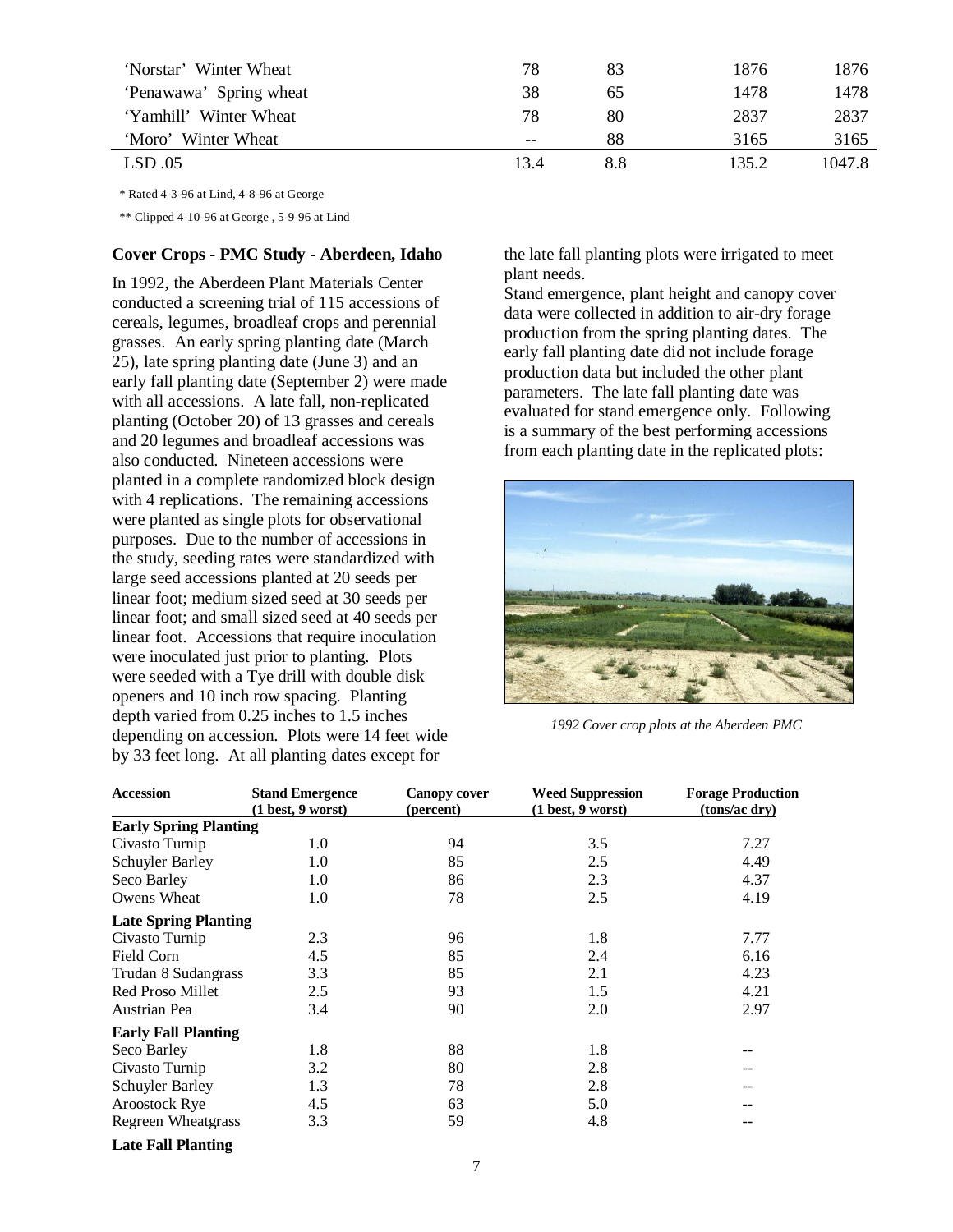| | | | | |
|---|---|---|---|---|
| 'Norstar' Winter Wheat | 78 | 83 | 1876 | 1876 |
| 'Penawawa' Spring wheat | 38 | 65 | 1478 | 1478 |
| 'Yamhill' Winter Wheat | 78 | 80 | 2837 | 2837 |
| 'Moro' Winter Wheat | -- | 88 | 3165 | 3165 |
| LSD .05 | 13.4 | 8.8 | 135.2 | 1047.8 |

\* Rated 4-3-96 at Lind, 4-8-96 at George

\*\* Clipped 4-10-96 at George , 5-9-96 at Lind

**Cover Crops - PMC Study - Aberdeen, Idaho**

In 1992, the Aberdeen Plant Materials Center conducted a screening trial of 115 accessions of cereals, legumes, broadleaf crops and perennial grasses. An early spring planting date (March 25), late spring planting date (June 3) and an early fall planting date (September 2) were made with all accessions. A late fall, non-replicated planting (October 20) of 13 grasses and cereals and 20 legumes and broadleaf accessions was also conducted. Nineteen accessions were planted in a complete randomized block design with 4 replications. The remaining accessions were planted as single plots for observational purposes. Due to the number of accessions in the study, seeding rates were standardized with large seed accessions planted at 20 seeds per linear foot; medium sized seed at 30 seeds per linear foot; and small sized seed at 40 seeds per linear foot. Accessions that require inoculation were inoculated just prior to planting. Plots were seeded with a Tye drill with double disk openers and 10 inch row spacing. Planting depth varied from 0.25 inches to 1.5 inches depending on accession. Plots were 14 feet wide by 33 feet long. At all planting dates except for the late fall planting plots were irrigated to meet plant needs.

Stand emergence, plant height and canopy cover data were collected in addition to air-dry forage production from the spring planting dates. The early fall planting date did not include forage production data but included the other plant parameters. The late fall planting date was evaluated for stand emergence only. Following is a summary of the best performing accessions from each planting date in the replicated plots:

*1992 Cover crop plots at the Aberdeen PMC*

| Accession | Stand Emergence (1 best, 9 worst) | Canopy cover (percent) | Weed Suppression (1 best, 9 worst) | Forage Production (tons/ac dry) |
|---|---|---|---|---|
| **Early Spring Planting** | | | | |
| Civasto Turnip | 1.0 | 94 | 3.5 | 7.27 |
| Schuyler Barley | 1.0 | 85 | 2.5 | 4.49 |
| Seco Barley | 1.0 | 86 | 2.3 | 4.37 |
| Owens Wheat | 1.0 | 78 | 2.5 | 4.19 |
| **Late Spring Planting** | | | | |
| Civasto Turnip | 2.3 | 96 | 1.8 | 7.77 |
| Field Corn | 4.5 | 85 | 2.4 | 6.16 |
| Trudan 8 Sudangrass | 3.3 | 85 | 2.1 | 4.23 |
| Red Proso Millet | 2.5 | 93 | 1.5 | 4.21 |
| Austrian Pea | 3.4 | 90 | 2.0 | 2.97 |
| **Early Fall Planting** | | | | |
| Seco Barley | 1.8 | 88 | 1.8 | -- |
| Civasto Turnip | 3.2 | 80 | 2.8 | -- |
| Schuyler Barley | 1.3 | 78 | 2.8 | -- |
| Aroostock Rye | 4.5 | 63 | 5.0 | -- |
| Regreen Wheatgrass | 3.3 | 59 | 4.8 | -- |
| **Late Fall Planting** | | | | |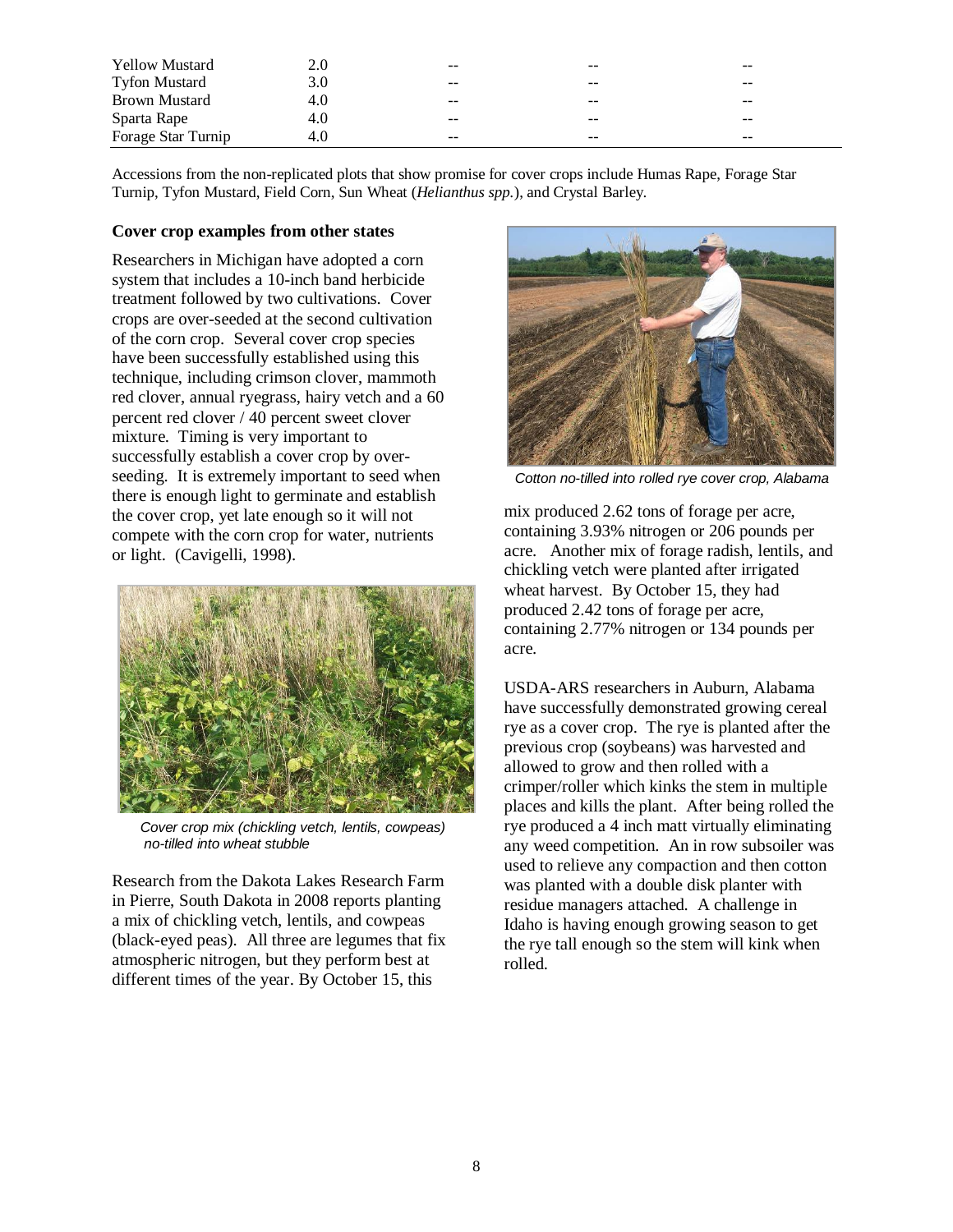| | | | | |
|---|---|---|---|---|
| Yellow Mustard | 2.0 | -- | -- | -- |
| Tyfon Mustard | 3.0 | -- | -- | -- |
| Brown Mustard | 4.0 | -- | -- | -- |
| Sparta Rape | 4.0 | -- | -- | -- |
| Forage Star Turnip | 4.0 | -- | -- | -- |

Accessions from the non-replicated plots that show promise for cover crops include Humas Rape, Forage Star Turnip, Tyfon Mustard, Field Corn, Sun Wheat (*Helianthus spp.*), and Crystal Barley.

**Cover crop examples from other states**

Researchers in Michigan have adopted a corn system that includes a 10-inch band herbicide treatment followed by two cultivations. Cover crops are over-seeded at the second cultivation of the corn crop. Several cover crop species have been successfully established using this technique, including crimson clover, mammoth red clover, annual ryegrass, hairy vetch and a 60 percent red clover / 40 percent sweet clover mixture. Timing is very important to successfully establish a cover crop by over-seeding. It is extremely important to seed when there is enough light to germinate and establish the cover crop, yet late enough so it will not compete with the corn crop for water, nutrients or light. (Cavigelli, 1998).

*Cover crop mix (chickling vetch, lentils, cowpeas) no-tilled into wheat stubble*

Research from the Dakota Lakes Research Farm in Pierre, South Dakota in 2008 reports planting a mix of chickling vetch, lentils, and cowpeas (black-eyed peas). All three are legumes that fix atmospheric nitrogen, but they perform best at different times of the year. By October 15, this mix produced 2.62 tons of forage per acre, containing 3.93% nitrogen or 206 pounds per acre. Another mix of forage radish, lentils, and chickling vetch were planted after irrigated wheat harvest. By October 15, they had produced 2.42 tons of forage per acre, containing 2.77% nitrogen or 134 pounds per acre.

*Cotton no-tilled into rolled rye cover crop, Alabama*

USDA-ARS researchers in Auburn, Alabama have successfully demonstrated growing cereal rye as a cover crop. The rye is planted after the previous crop (soybeans) was harvested and allowed to grow and then rolled with a crimper/roller which kinks the stem in multiple places and kills the plant. After being rolled the rye produced a 4 inch matt virtually eliminating any weed competition. An in row subsoiler was used to relieve any compaction and then cotton was planted with a double disk planter with residue managers attached. A challenge in Idaho is having enough growing season to get the rye tall enough so the stem will kink when rolled.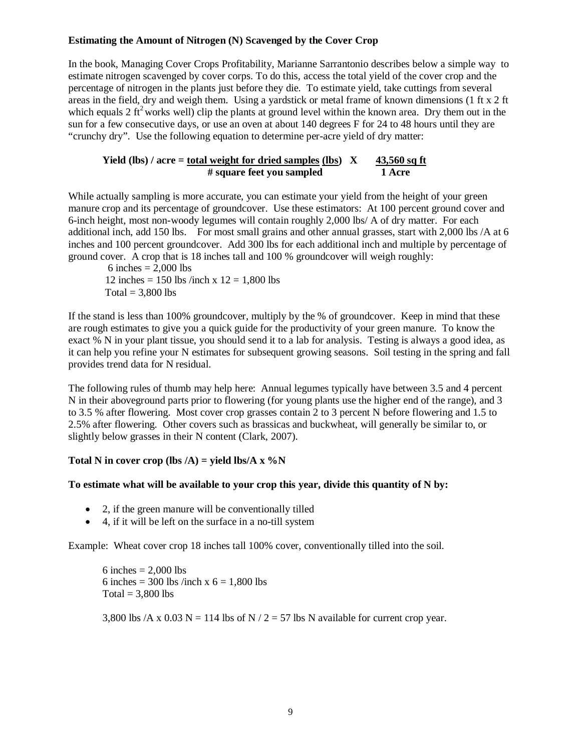**Estimating the Amount of Nitrogen (N) Scavenged by the Cover Crop**

In the book, Managing Cover Crops Profitability, Marianne Sarrantonio describes below a simple way to estimate nitrogen scavenged by cover corps. To do this, access the total yield of the cover crop and the percentage of nitrogen in the plants just before they die. To estimate yield, take cuttings from several areas in the field, dry and weigh them. Using a yardstick or metal frame of known dimensions (1 ft x 2 ft which equals 2 $ft^2$ works well) clip the plants at ground level within the known area. Dry them out in the sun for a few consecutive days, or use an oven at about 140 degrees F for 24 to 48 hours until they are "crunchy dry". Use the following equation to determine per-acre yield of dry matter:

$$\textbf{Yield (lbs) / acre} = \frac{\textbf{total weight for dried samples (lbs)}}{\textbf{\# square feet you sampled}} \times \frac{\textbf{43,560 sq ft}}{\textbf{1 Acre}}$$

While actually sampling is more accurate, you can estimate your yield from the height of your green manure crop and its percentage of groundcover. Use these estimators: At 100 percent ground cover and 6-inch height, most non-woody legumes will contain roughly 2,000 lbs/ A of dry matter. For each additional inch, add 150 lbs. For most small grains and other annual grasses, start with 2,000 lbs /A at 6 inches and 100 percent groundcover. Add 300 lbs for each additional inch and multiple by percentage of ground cover. A crop that is 18 inches tall and 100 % groundcover will weigh roughly:

6 inches = 2,000 lbs
12 inches = 150 lbs /inch x 12 = 1,800 lbs
Total = 3,800 lbs

If the stand is less than 100% groundcover, multiply by the % of groundcover. Keep in mind that these are rough estimates to give you a quick guide for the productivity of your green manure. To know the exact % N in your plant tissue, you should send it to a lab for analysis. Testing is always a good idea, as it can help you refine your N estimates for subsequent growing seasons. Soil testing in the spring and fall provides trend data for N residual.

The following rules of thumb may help here: Annual legumes typically have between 3.5 and 4 percent N in their aboveground parts prior to flowering (for young plants use the higher end of the range), and 3 to 3.5 % after flowering. Most cover crop grasses contain 2 to 3 percent N before flowering and 1.5 to 2.5% after flowering. Other covers such as brassicas and buckwheat, will generally be similar to, or slightly below grasses in their N content (Clark, 2007).

**Total N in cover crop (lbs /A) = yield lbs/A x %N**

**To estimate what will be available to your crop this year, divide this quantity of N by:**

- 2, if the green manure will be conventionally tilled
- 4, if it will be left on the surface in a no-till system

Example: Wheat cover crop 18 inches tall 100% cover, conventionally tilled into the soil.

6 inches = 2,000 lbs
6 inches = 300 lbs /inch x 6 = 1,800 lbs
Total = 3,800 lbs

3,800 lbs /A x 0.03 N = 114 lbs of N / 2 = 57 lbs N available for current crop year.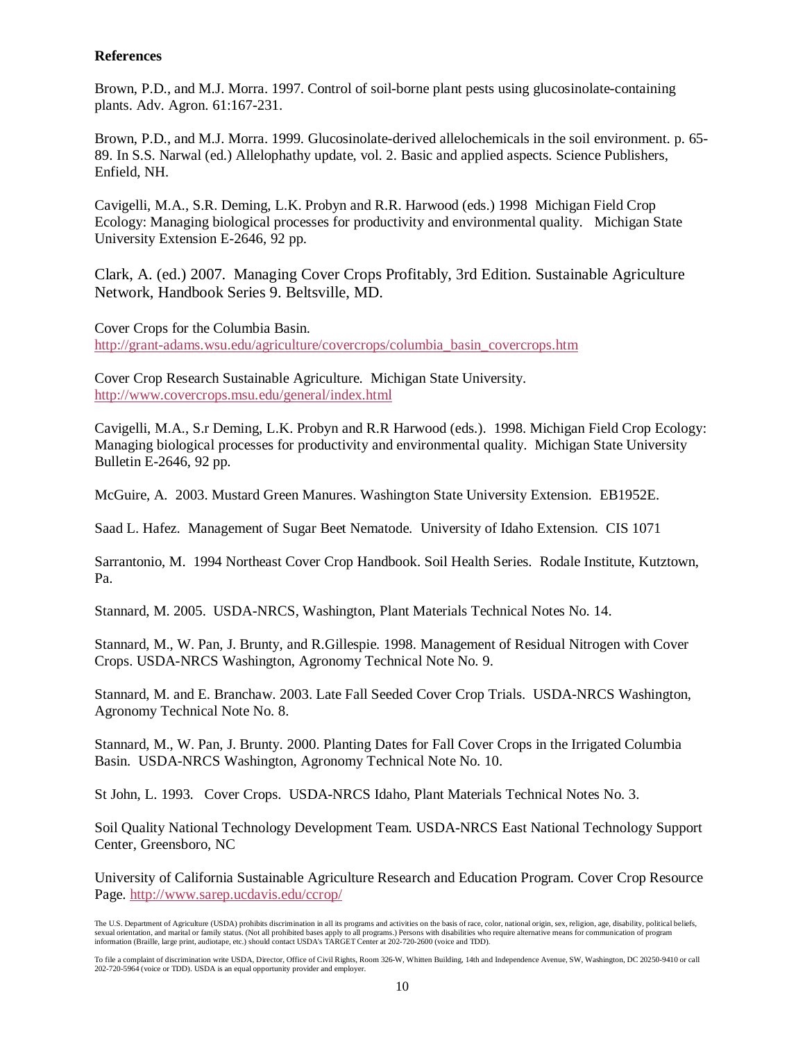**References**

Brown, P.D., and M.J. Morra. 1997. Control of soil-borne plant pests using glucosinolate-containing plants. Adv. Agron. 61:167-231.

Brown, P.D., and M.J. Morra. 1999. Glucosinolate-derived allelochemicals in the soil environment. p. 65-89. In S.S. Narwal (ed.) Allelophathy update, vol. 2. Basic and applied aspects. Science Publishers, Enfield, NH.

Cavigelli, M.A., S.R. Deming, L.K. Probyn and R.R. Harwood (eds.) 1998 Michigan Field Crop Ecology: Managing biological processes for productivity and environmental quality. Michigan State University Extension E-2646, 92 pp.

Clark, A. (ed.) 2007. Managing Cover Crops Profitably, 3rd Edition. Sustainable Agriculture Network, Handbook Series 9. Beltsville, MD.

Cover Crops for the Columbia Basin.
http://grant-adams.wsu.edu/agriculture/covercrops/columbia_basin_covercrops.htm

Cover Crop Research Sustainable Agriculture. Michigan State University.
http://www.covercrops.msu.edu/general/index.html

Cavigelli, M.A., S.r Deming, L.K. Probyn and R.R Harwood (eds.). 1998. Michigan Field Crop Ecology: Managing biological processes for productivity and environmental quality. Michigan State University Bulletin E-2646, 92 pp.

McGuire, A. 2003. Mustard Green Manures. Washington State University Extension. EB1952E.

Saad L. Hafez. Management of Sugar Beet Nematode. University of Idaho Extension. CIS 1071

Sarrantonio, M. 1994 Northeast Cover Crop Handbook. Soil Health Series. Rodale Institute, Kutztown, Pa.

Stannard, M. 2005. USDA-NRCS, Washington, Plant Materials Technical Notes No. 14.

Stannard, M., W. Pan, J. Brunty, and R.Gillespie. 1998. Management of Residual Nitrogen with Cover Crops. USDA-NRCS Washington, Agronomy Technical Note No. 9.

Stannard, M. and E. Branchaw. 2003. Late Fall Seeded Cover Crop Trials. USDA-NRCS Washington, Agronomy Technical Note No. 8.

Stannard, M., W. Pan, J. Brunty. 2000. Planting Dates for Fall Cover Crops in the Irrigated Columbia Basin. USDA-NRCS Washington, Agronomy Technical Note No. 10.

St John, L. 1993. Cover Crops. USDA-NRCS Idaho, Plant Materials Technical Notes No. 3.

Soil Quality National Technology Development Team. USDA-NRCS East National Technology Support Center, Greensboro, NC

University of California Sustainable Agriculture Research and Education Program. Cover Crop Resource Page. http://www.sarep.ucdavis.edu/ccrop/

The U.S. Department of Agriculture (USDA) prohibits discrimination in all its programs and activities on the basis of race, color, national origin, sex, religion, age, disability, political beliefs, sexual orientation, and marital or family status. (Not all prohibited bases apply to all programs.) Persons with disabilities who require alternative means for communication of program information (Braille, large print, audiotape, etc.) should contact USDA's TARGET Center at 202-720-2600 (voice and TDD).

To file a complaint of discrimination write USDA, Director, Office of Civil Rights, Room 326-W, Whitten Building, 14th and Independence Avenue, SW, Washington, DC 20250-9410 or call 202-720-5964 (voice or TDD). USDA is an equal opportunity provider and employer.